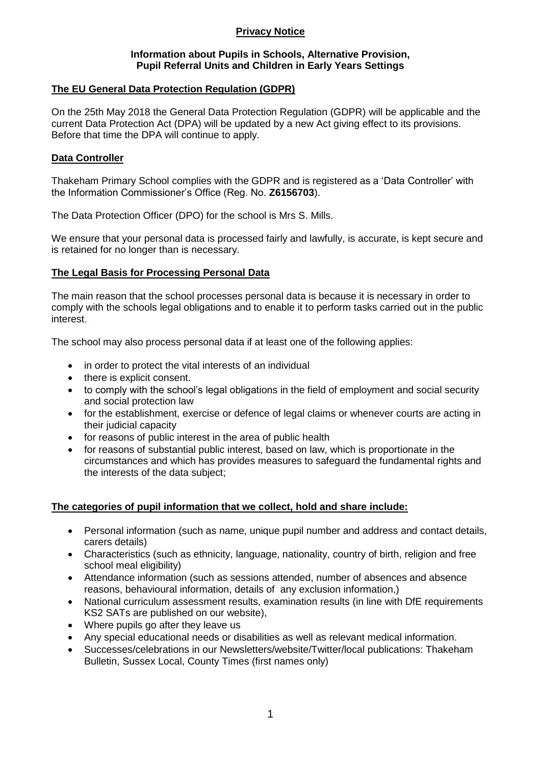# Privacy Notice

**Information about Pupils in Schools, Alternative Provision, Pupil Referral Units and Children in Early Years Settings**

## The EU General Data Protection Regulation (GDPR)

On the 25th May 2018 the General Data Protection Regulation (GDPR) will be applicable and the current Data Protection Act (DPA) will be updated by a new Act giving effect to its provisions. Before that time the DPA will continue to apply.

## Data Controller

Thakeham Primary School complies with the GDPR and is registered as a 'Data Controller' with the Information Commissioner's Office (Reg. No. **Z6156703**).

The Data Protection Officer (DPO) for the school is Mrs S. Mills.

We ensure that your personal data is processed fairly and lawfully, is accurate, is kept secure and is retained for no longer than is necessary.

## The Legal Basis for Processing Personal Data

The main reason that the school processes personal data is because it is necessary in order to comply with the schools legal obligations and to enable it to perform tasks carried out in the public interest,

The school may also process personal data if at least one of the following applies:

- in order to protect the vital interests of an individual
- there is explicit consent.
- to comply with the school's legal obligations in the field of employment and social security and social protection law
- for the establishment, exercise or defence of legal claims or whenever courts are acting in their judicial capacity
- for reasons of public interest in the area of public health
- for reasons of substantial public interest, based on law, which is proportionate in the circumstances and which has provides measures to safeguard the fundamental rights and the interests of the data subject;

## The categories of pupil information that we collect, hold and share include:

- Personal information (such as name, unique pupil number and address and contact details, carers details)
- Characteristics (such as ethnicity, language, nationality, country of birth, religion and free school meal eligibility)
- Attendance information (such as sessions attended, number of absences and absence reasons, behavioural information, details of any exclusion information,)
- National curriculum assessment results, examination results (in line with DfE requirements KS2 SATs are published on our website),
- Where pupils go after they leave us
- Any special educational needs or disabilities as well as relevant medical information.
- Successes/celebrations in our Newsletters/website/Twitter/local publications: Thakeham Bulletin, Sussex Local, County Times (first names only)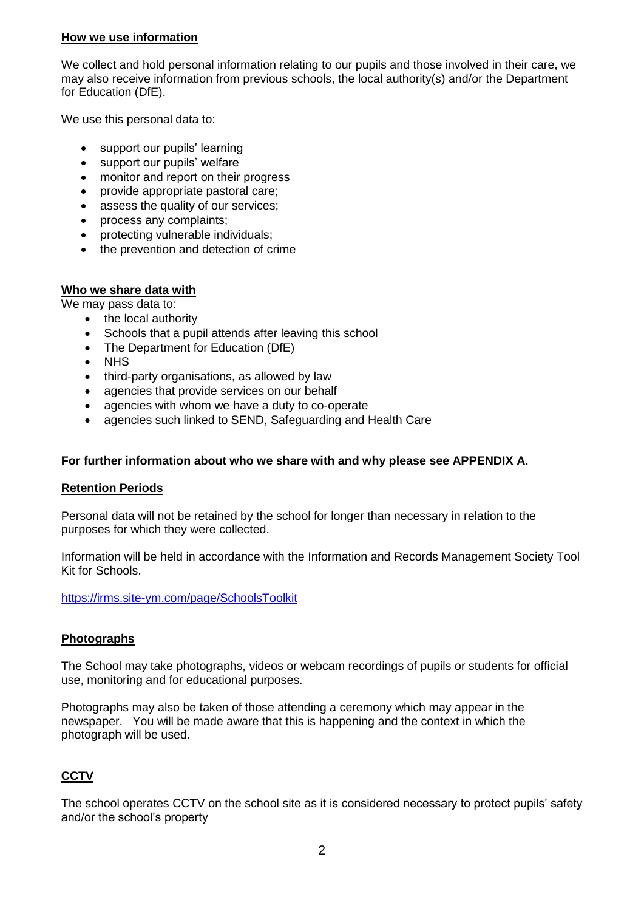## How we use information

We collect and hold personal information relating to our pupils and those involved in their care, we may also receive information from previous schools, the local authority(s) and/or the Department for Education (DfE).

We use this personal data to:

- support our pupils' learning
- support our pupils' welfare
- monitor and report on their progress
- provide appropriate pastoral care;
- assess the quality of our services;
- process any complaints;
- protecting vulnerable individuals;
- the prevention and detection of crime

## Who we share data with

We may pass data to:

- the local authority
- Schools that a pupil attends after leaving this school
- The Department for Education (DfE)
- NHS
- third-party organisations, as allowed by law
- agencies that provide services on our behalf
- agencies with whom we have a duty to co-operate
- agencies such linked to SEND, Safeguarding and Health Care

**For further information about who we share with and why please see APPENDIX A.**

## Retention Periods

Personal data will not be retained by the school for longer than necessary in relation to the purposes for which they were collected.

Information will be held in accordance with the Information and Records Management Society Tool Kit for Schools.

https://irms.site-ym.com/page/SchoolsToolkit

## Photographs

The School may take photographs, videos or webcam recordings of pupils or students for official use, monitoring and for educational purposes.

Photographs may also be taken of those attending a ceremony which may appear in the newspaper. You will be made aware that this is happening and the context in which the photograph will be used.

## CCTV

The school operates CCTV on the school site as it is considered necessary to protect pupils' safety and/or the school's property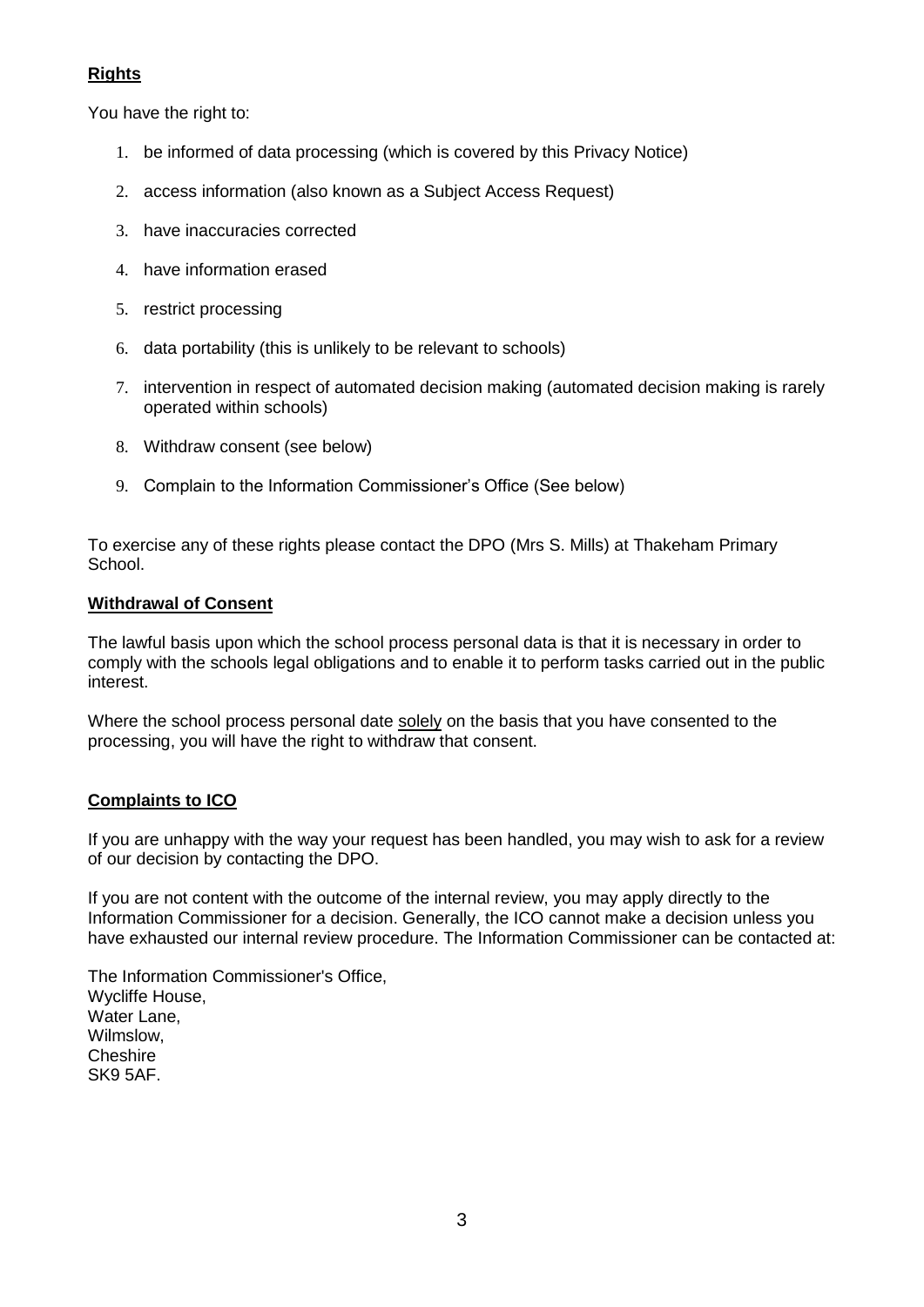## **Rights**

You have the right to:

1. be informed of data processing (which is covered by this Privacy Notice)
2. access information (also known as a Subject Access Request)
3. have inaccuracies corrected
4. have information erased
5. restrict processing
6. data portability (this is unlikely to be relevant to schools)
7. intervention in respect of automated decision making (automated decision making is rarely operated within schools)
8. Withdraw consent (see below)
9. Complain to the Information Commissioner's Office (See below)

To exercise any of these rights please contact the DPO (Mrs S. Mills) at Thakeham Primary School.

## **Withdrawal of Consent**

The lawful basis upon which the school process personal data is that it is necessary in order to comply with the schools legal obligations and to enable it to perform tasks carried out in the public interest.

Where the school process personal date solely on the basis that you have consented to the processing, you will have the right to withdraw that consent.

## **Complaints to ICO**

If you are unhappy with the way your request has been handled, you may wish to ask for a review of our decision by contacting the DPO.

If you are not content with the outcome of the internal review, you may apply directly to the Information Commissioner for a decision. Generally, the ICO cannot make a decision unless you have exhausted our internal review procedure. The Information Commissioner can be contacted at:

The Information Commissioner's Office,
Wycliffe House,
Water Lane,
Wilmslow,
Cheshire
SK9 5AF.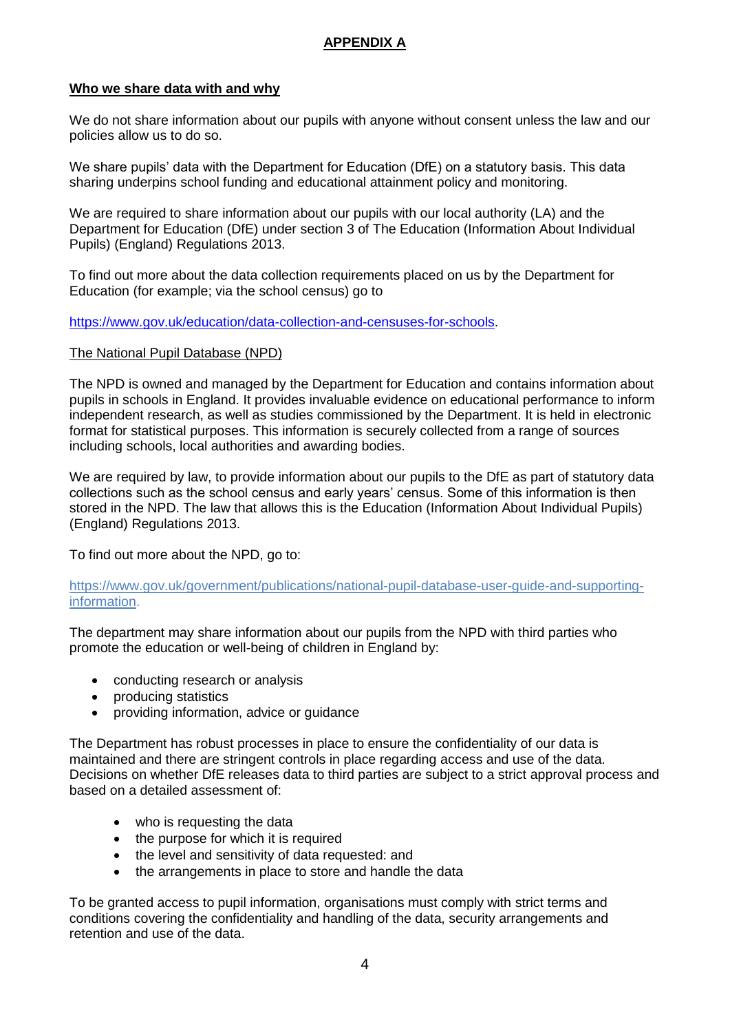## APPENDIX A

### Who we share data with and why

We do not share information about our pupils with anyone without consent unless the law and our policies allow us to do so.

We share pupils' data with the Department for Education (DfE) on a statutory basis. This data sharing underpins school funding and educational attainment policy and monitoring.

We are required to share information about our pupils with our local authority (LA) and the Department for Education (DfE) under section 3 of The Education (Information About Individual Pupils) (England) Regulations 2013.

To find out more about the data collection requirements placed on us by the Department for Education (for example; via the school census) go to

https://www.gov.uk/education/data-collection-and-censuses-for-schools.

#### The National Pupil Database (NPD)

The NPD is owned and managed by the Department for Education and contains information about pupils in schools in England. It provides invaluable evidence on educational performance to inform independent research, as well as studies commissioned by the Department. It is held in electronic format for statistical purposes. This information is securely collected from a range of sources including schools, local authorities and awarding bodies.

We are required by law, to provide information about our pupils to the DfE as part of statutory data collections such as the school census and early years' census. Some of this information is then stored in the NPD. The law that allows this is the Education (Information About Individual Pupils) (England) Regulations 2013.

To find out more about the NPD, go to:

https://www.gov.uk/government/publications/national-pupil-database-user-guide-and-supporting-information.

The department may share information about our pupils from the NPD with third parties who promote the education or well-being of children in England by:

- conducting research or analysis
- producing statistics
- providing information, advice or guidance

The Department has robust processes in place to ensure the confidentiality of our data is maintained and there are stringent controls in place regarding access and use of the data. Decisions on whether DfE releases data to third parties are subject to a strict approval process and based on a detailed assessment of:

- who is requesting the data
- the purpose for which it is required
- the level and sensitivity of data requested: and
- the arrangements in place to store and handle the data

To be granted access to pupil information, organisations must comply with strict terms and conditions covering the confidentiality and handling of the data, security arrangements and retention and use of the data.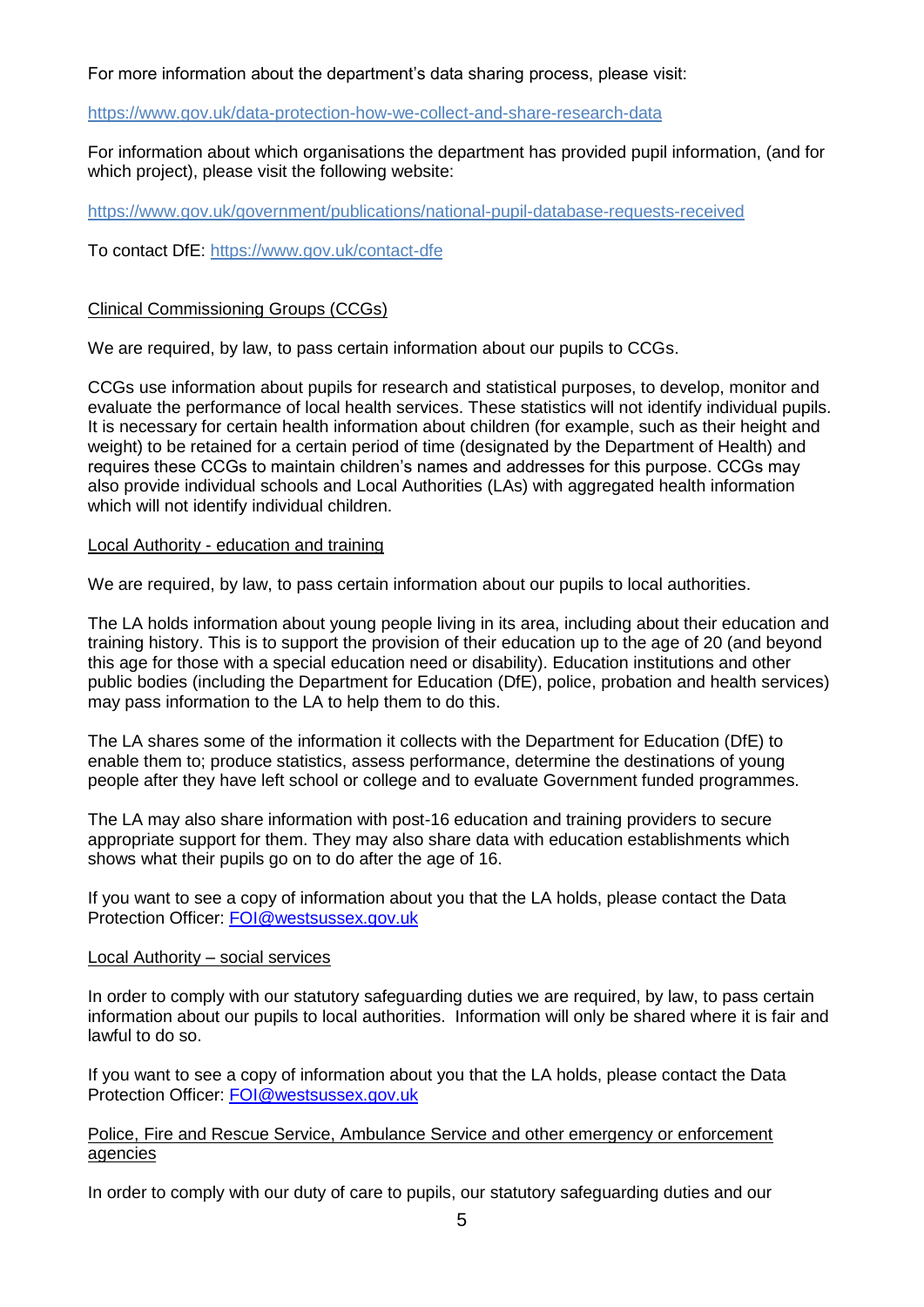For more information about the department's data sharing process, please visit:

[https://www.gov.uk/data-protection-how-we-collect-and-share-research-data](https://www.gov.uk/data-protection-how-we-collect-and-share-research-data)

For information about which organisations the department has provided pupil information, (and for which project), please visit the following website:

[https://www.gov.uk/government/publications/national-pupil-database-requests-received](https://www.gov.uk/government/publications/national-pupil-database-requests-received)

To contact DfE: [https://www.gov.uk/contact-dfe](https://www.gov.uk/contact-dfe)

<u>Clinical Commissioning Groups (CCGs)</u>

We are required, by law, to pass certain information about our pupils to CCGs.

CCGs use information about pupils for research and statistical purposes, to develop, monitor and evaluate the performance of local health services. These statistics will not identify individual pupils. It is necessary for certain health information about children (for example, such as their height and weight) to be retained for a certain period of time (designated by the Department of Health) and requires these CCGs to maintain children's names and addresses for this purpose. CCGs may also provide individual schools and Local Authorities (LAs) with aggregated health information which will not identify individual children.

<u>Local Authority - education and training</u>

We are required, by law, to pass certain information about our pupils to local authorities.

The LA holds information about young people living in its area, including about their education and training history. This is to support the provision of their education up to the age of 20 (and beyond this age for those with a special education need or disability). Education institutions and other public bodies (including the Department for Education (DfE), police, probation and health services) may pass information to the LA to help them to do this.

The LA shares some of the information it collects with the Department for Education (DfE) to enable them to; produce statistics, assess performance, determine the destinations of young people after they have left school or college and to evaluate Government funded programmes.

The LA may also share information with post-16 education and training providers to secure appropriate support for them. They may also share data with education establishments which shows what their pupils go on to do after the age of 16.

If you want to see a copy of information about you that the LA holds, please contact the Data Protection Officer: [FOI@westsussex.gov.uk](mailto:FOI@westsussex.gov.uk)

<u>Local Authority – social services</u>

In order to comply with our statutory safeguarding duties we are required, by law, to pass certain information about our pupils to local authorities. Information will only be shared where it is fair and lawful to do so.

If you want to see a copy of information about you that the LA holds, please contact the Data Protection Officer: [FOI@westsussex.gov.uk](mailto:FOI@westsussex.gov.uk)

<u>Police, Fire and Rescue Service, Ambulance Service and other emergency or enforcement agencies</u>

In order to comply with our duty of care to pupils, our statutory safeguarding duties and our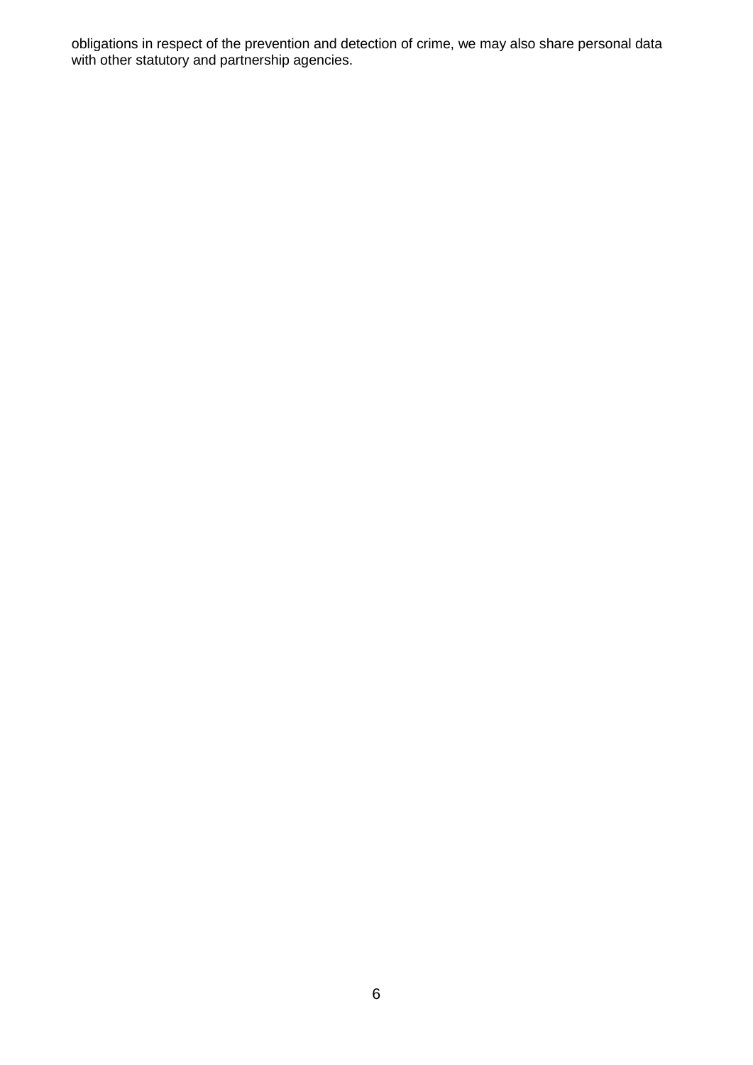obligations in respect of the prevention and detection of crime, we may also share personal data with other statutory and partnership agencies.